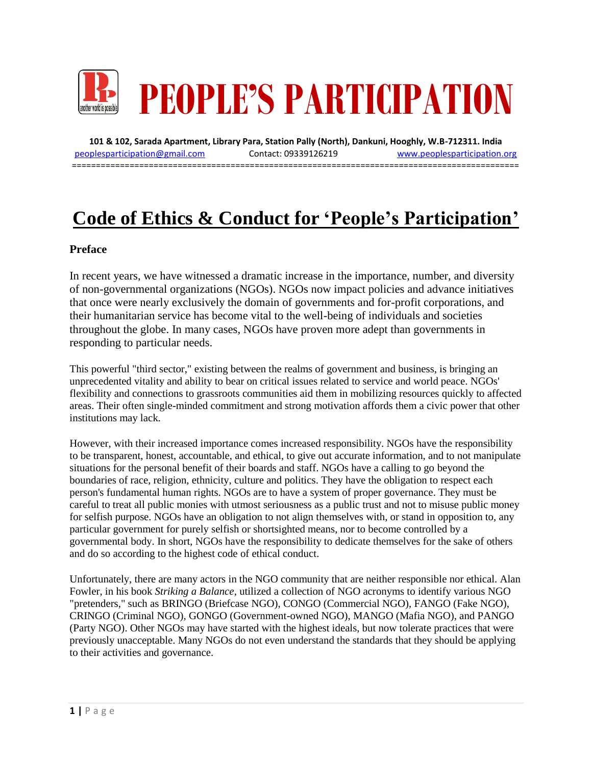# PEOPLE'S PARTICIPATION

**101 & 102, Sarada Apartment, Library Para, Station Pally (North), Dankuni, Hooghly, W.B-712311. India**

peoplesparticipation@gmail.com    Contact: 09339126219    www.peoplesparticipation.org

===========================================================================================

## Code of Ethics & Conduct for 'People's Participation'

### Preface

In recent years, we have witnessed a dramatic increase in the importance, number, and diversity of non-governmental organizations (NGOs). NGOs now impact policies and advance initiatives that once were nearly exclusively the domain of governments and for-profit corporations, and their humanitarian service has become vital to the well-being of individuals and societies throughout the globe. In many cases, NGOs have proven more adept than governments in responding to particular needs.

This powerful "third sector," existing between the realms of government and business, is bringing an unprecedented vitality and ability to bear on critical issues related to service and world peace. NGOs' flexibility and connections to grassroots communities aid them in mobilizing resources quickly to affected areas. Their often single-minded commitment and strong motivation affords them a civic power that other institutions may lack.

However, with their increased importance comes increased responsibility. NGOs have the responsibility to be transparent, honest, accountable, and ethical, to give out accurate information, and to not manipulate situations for the personal benefit of their boards and staff. NGOs have a calling to go beyond the boundaries of race, religion, ethnicity, culture and politics. They have the obligation to respect each person's fundamental human rights. NGOs are to have a system of proper governance. They must be careful to treat all public monies with utmost seriousness as a public trust and not to misuse public money for selfish purpose. NGOs have an obligation to not align themselves with, or stand in opposition to, any particular government for purely selfish or shortsighted means, nor to become controlled by a governmental body. In short, NGOs have the responsibility to dedicate themselves for the sake of others and do so according to the highest code of ethical conduct.

Unfortunately, there are many actors in the NGO community that are neither responsible nor ethical. Alan Fowler, in his book *Striking a Balance*, utilized a collection of NGO acronyms to identify various NGO "pretenders," such as BRINGO (Briefcase NGO), CONGO (Commercial NGO), FANGO (Fake NGO), CRINGO (Criminal NGO), GONGO (Government-owned NGO), MANGO (Mafia NGO), and PANGO (Party NGO). Other NGOs may have started with the highest ideals, but now tolerate practices that were previously unacceptable. Many NGOs do not even understand the standards that they should be applying to their activities and governance.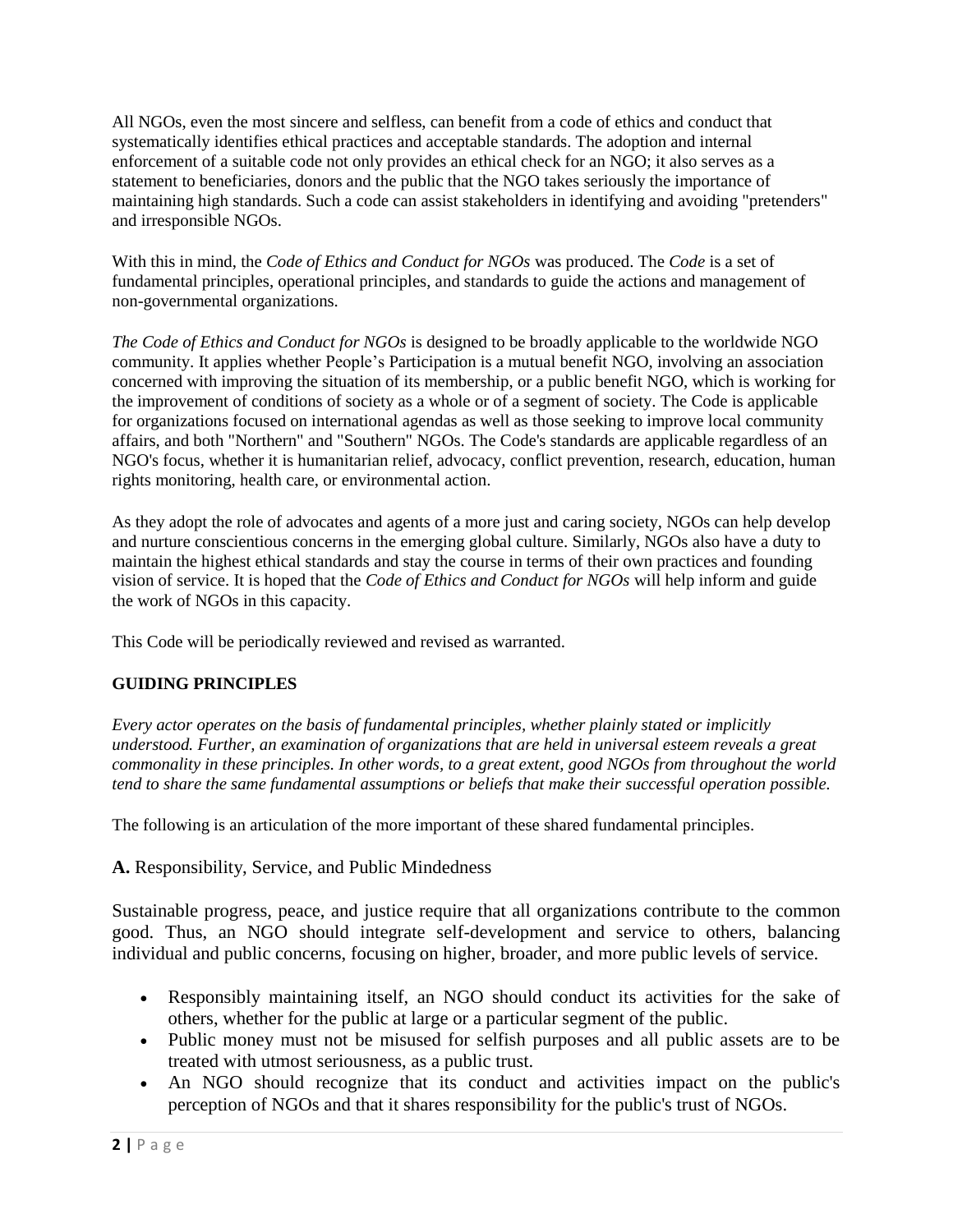All NGOs, even the most sincere and selfless, can benefit from a code of ethics and conduct that systematically identifies ethical practices and acceptable standards. The adoption and internal enforcement of a suitable code not only provides an ethical check for an NGO; it also serves as a statement to beneficiaries, donors and the public that the NGO takes seriously the importance of maintaining high standards. Such a code can assist stakeholders in identifying and avoiding "pretenders" and irresponsible NGOs.

With this in mind, the *Code of Ethics and Conduct for NGOs* was produced. The *Code* is a set of fundamental principles, operational principles, and standards to guide the actions and management of non-governmental organizations.

*The Code of Ethics and Conduct for NGOs* is designed to be broadly applicable to the worldwide NGO community. It applies whether People's Participation is a mutual benefit NGO, involving an association concerned with improving the situation of its membership, or a public benefit NGO, which is working for the improvement of conditions of society as a whole or of a segment of society. The Code is applicable for organizations focused on international agendas as well as those seeking to improve local community affairs, and both "Northern" and "Southern" NGOs. The Code's standards are applicable regardless of an NGO's focus, whether it is humanitarian relief, advocacy, conflict prevention, research, education, human rights monitoring, health care, or environmental action.

As they adopt the role of advocates and agents of a more just and caring society, NGOs can help develop and nurture conscientious concerns in the emerging global culture. Similarly, NGOs also have a duty to maintain the highest ethical standards and stay the course in terms of their own practices and founding vision of service. It is hoped that the *Code of Ethics and Conduct for NGOs* will help inform and guide the work of NGOs in this capacity.

This Code will be periodically reviewed and revised as warranted.

## GUIDING PRINCIPLES

*Every actor operates on the basis of fundamental principles, whether plainly stated or implicitly understood. Further, an examination of organizations that are held in universal esteem reveals a great commonality in these principles. In other words, to a great extent, good NGOs from throughout the world tend to share the same fundamental assumptions or beliefs that make their successful operation possible.*

The following is an articulation of the more important of these shared fundamental principles.

### **A.** Responsibility, Service, and Public Mindedness

Sustainable progress, peace, and justice require that all organizations contribute to the common good. Thus, an NGO should integrate self-development and service to others, balancing individual and public concerns, focusing on higher, broader, and more public levels of service.

- Responsibly maintaining itself, an NGO should conduct its activities for the sake of others, whether for the public at large or a particular segment of the public.
- Public money must not be misused for selfish purposes and all public assets are to be treated with utmost seriousness, as a public trust.
- An NGO should recognize that its conduct and activities impact on the public's perception of NGOs and that it shares responsibility for the public's trust of NGOs.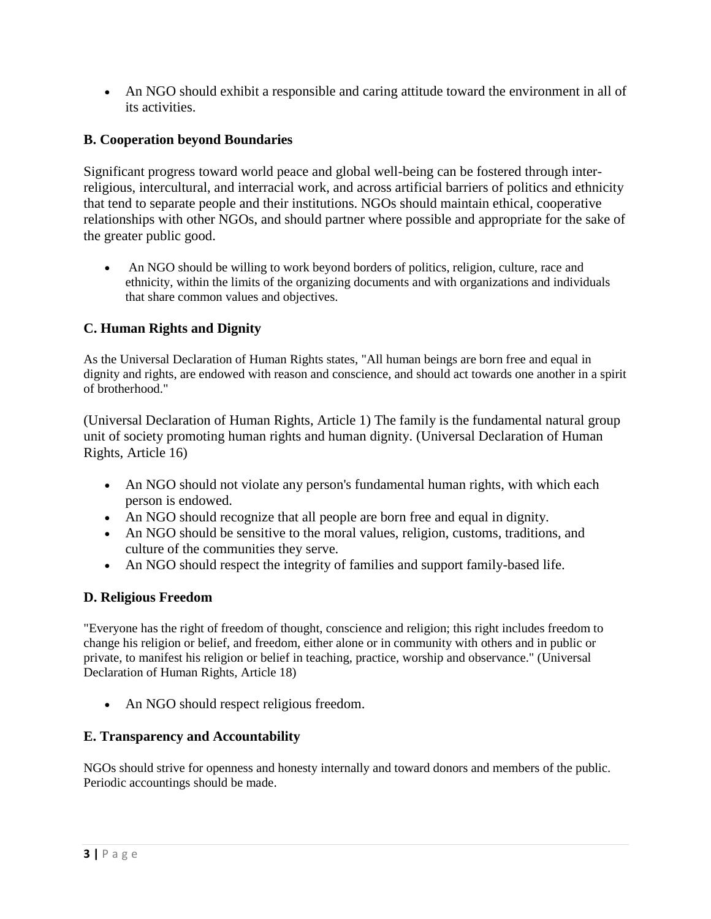- An NGO should exhibit a responsible and caring attitude toward the environment in all of its activities.

### B. Cooperation beyond Boundaries

Significant progress toward world peace and global well-being can be fostered through inter-religious, intercultural, and interracial work, and across artificial barriers of politics and ethnicity that tend to separate people and their institutions. NGOs should maintain ethical, cooperative relationships with other NGOs, and should partner where possible and appropriate for the sake of the greater public good.

- An NGO should be willing to work beyond borders of politics, religion, culture, race and ethnicity, within the limits of the organizing documents and with organizations and individuals that share common values and objectives.

### C. Human Rights and Dignity

As the Universal Declaration of Human Rights states, "All human beings are born free and equal in dignity and rights, are endowed with reason and conscience, and should act towards one another in a spirit of brotherhood."

(Universal Declaration of Human Rights, Article 1) The family is the fundamental natural group unit of society promoting human rights and human dignity. (Universal Declaration of Human Rights, Article 16)

- An NGO should not violate any person's fundamental human rights, with which each person is endowed.
- An NGO should recognize that all people are born free and equal in dignity.
- An NGO should be sensitive to the moral values, religion, customs, traditions, and culture of the communities they serve.
- An NGO should respect the integrity of families and support family-based life.

### D. Religious Freedom

"Everyone has the right of freedom of thought, conscience and religion; this right includes freedom to change his religion or belief, and freedom, either alone or in community with others and in public or private, to manifest his religion or belief in teaching, practice, worship and observance." (Universal Declaration of Human Rights, Article 18)

- An NGO should respect religious freedom.

### E. Transparency and Accountability

NGOs should strive for openness and honesty internally and toward donors and members of the public. Periodic accountings should be made.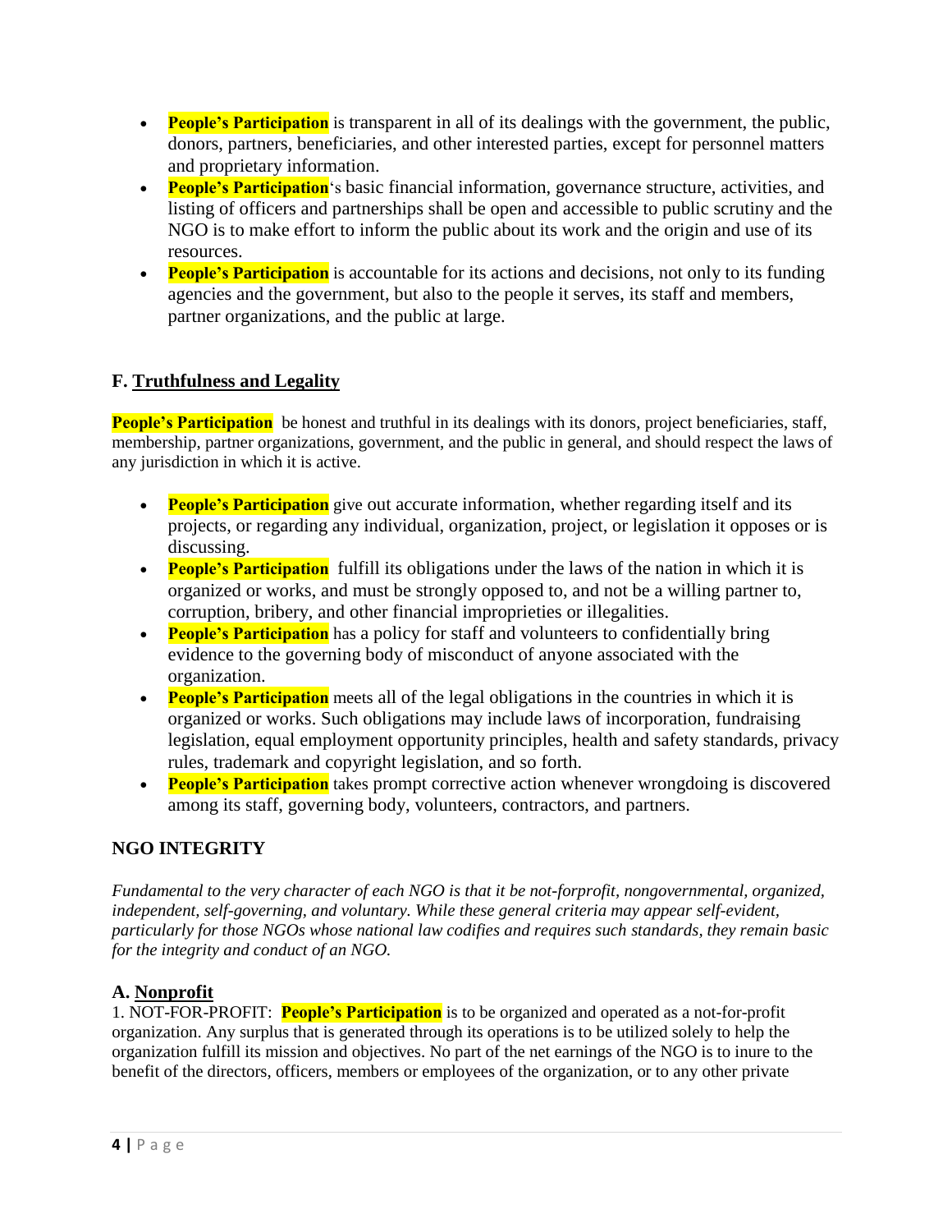- **People's Participation** is transparent in all of its dealings with the government, the public, donors, partners, beneficiaries, and other interested parties, except for personnel matters and proprietary information.
- **People's Participation**'s basic financial information, governance structure, activities, and listing of officers and partnerships shall be open and accessible to public scrutiny and the NGO is to make effort to inform the public about its work and the origin and use of its resources.
- **People's Participation** is accountable for its actions and decisions, not only to its funding agencies and the government, but also to the people it serves, its staff and members, partner organizations, and the public at large.

### F. Truthfulness and Legality

**People's Participation** be honest and truthful in its dealings with its donors, project beneficiaries, staff, membership, partner organizations, government, and the public in general, and should respect the laws of any jurisdiction in which it is active.

- **People's Participation** give out accurate information, whether regarding itself and its projects, or regarding any individual, organization, project, or legislation it opposes or is discussing.
- **People's Participation** fulfill its obligations under the laws of the nation in which it is organized or works, and must be strongly opposed to, and not be a willing partner to, corruption, bribery, and other financial improprieties or illegalities.
- **People's Participation** has a policy for staff and volunteers to confidentially bring evidence to the governing body of misconduct of anyone associated with the organization.
- **People's Participation** meets all of the legal obligations in the countries in which it is organized or works. Such obligations may include laws of incorporation, fundraising legislation, equal employment opportunity principles, health and safety standards, privacy rules, trademark and copyright legislation, and so forth.
- **People's Participation** takes prompt corrective action whenever wrongdoing is discovered among its staff, governing body, volunteers, contractors, and partners.

## NGO INTEGRITY

*Fundamental to the very character of each NGO is that it be not-forprofit, nongovernmental, organized, independent, self-governing, and voluntary. While these general criteria may appear self-evident, particularly for those NGOs whose national law codifies and requires such standards, they remain basic for the integrity and conduct of an NGO.*

### A. Nonprofit

1. NOT-FOR-PROFIT: **People's Participation** is to be organized and operated as a not-for-profit organization. Any surplus that is generated through its operations is to be utilized solely to help the organization fulfill its mission and objectives. No part of the net earnings of the NGO is to inure to the benefit of the directors, officers, members or employees of the organization, or to any other private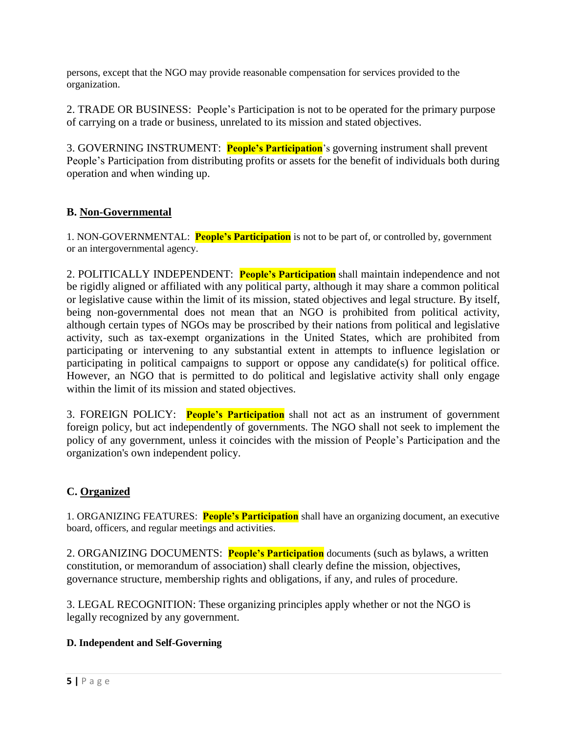persons, except that the NGO may provide reasonable compensation for services provided to the organization.

2. TRADE OR BUSINESS: People's Participation is not to be operated for the primary purpose of carrying on a trade or business, unrelated to its mission and stated objectives.

3. GOVERNING INSTRUMENT: **People's Participation**'s governing instrument shall prevent People's Participation from distributing profits or assets for the benefit of individuals both during operation and when winding up.

### B. <u>Non-Governmental</u>

1. NON-GOVERNMENTAL: **People's Participation** is not to be part of, or controlled by, government or an intergovernmental agency.

2. POLITICALLY INDEPENDENT: **People's Participation** shall maintain independence and not be rigidly aligned or affiliated with any political party, although it may share a common political or legislative cause within the limit of its mission, stated objectives and legal structure. By itself, being non-governmental does not mean that an NGO is prohibited from political activity, although certain types of NGOs may be proscribed by their nations from political and legislative activity, such as tax-exempt organizations in the United States, which are prohibited from participating or intervening to any substantial extent in attempts to influence legislation or participating in political campaigns to support or oppose any candidate(s) for political office. However, an NGO that is permitted to do political and legislative activity shall only engage within the limit of its mission and stated objectives.

3. FOREIGN POLICY: **People's Participation** shall not act as an instrument of government foreign policy, but act independently of governments. The NGO shall not seek to implement the policy of any government, unless it coincides with the mission of People's Participation and the organization's own independent policy.

### C. <u>Organized</u>

1. ORGANIZING FEATURES: **People's Participation** shall have an organizing document, an executive board, officers, and regular meetings and activities.

2. ORGANIZING DOCUMENTS: **People's Participation** documents (such as bylaws, a written constitution, or memorandum of association) shall clearly define the mission, objectives, governance structure, membership rights and obligations, if any, and rules of procedure.

3. LEGAL RECOGNITION: These organizing principles apply whether or not the NGO is legally recognized by any government.

### D. Independent and Self-Governing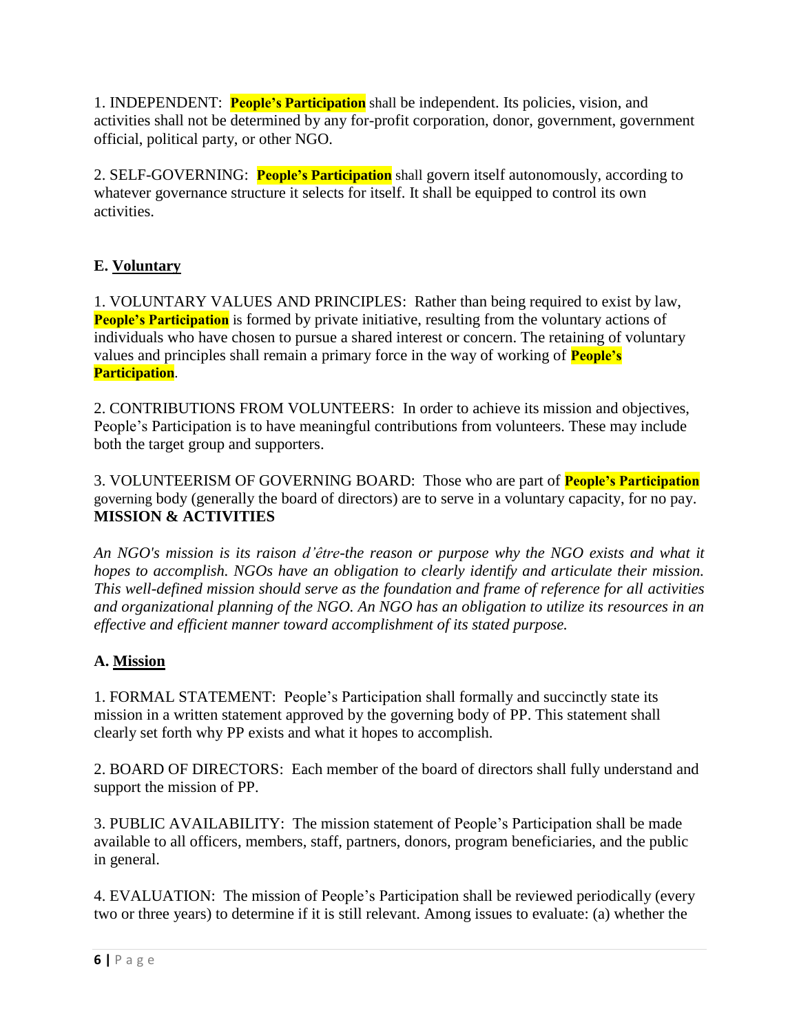1. INDEPENDENT: **People's Participation** shall be independent. Its policies, vision, and activities shall not be determined by any for-profit corporation, donor, government, government official, political party, or other NGO.

2. SELF-GOVERNING: **People's Participation** shall govern itself autonomously, according to whatever governance structure it selects for itself. It shall be equipped to control its own activities.

### E. <u>Voluntary</u>

1. VOLUNTARY VALUES AND PRINCIPLES: Rather than being required to exist by law, **People's Participation** is formed by private initiative, resulting from the voluntary actions of individuals who have chosen to pursue a shared interest or concern. The retaining of voluntary values and principles shall remain a primary force in the way of working of **People's Participation**.

2. CONTRIBUTIONS FROM VOLUNTEERS: In order to achieve its mission and objectives, People's Participation is to have meaningful contributions from volunteers. These may include both the target group and supporters.

3. VOLUNTEERISM OF GOVERNING BOARD: Those who are part of **People's Participation** governing body (generally the board of directors) are to serve in a voluntary capacity, for no pay.

## MISSION & ACTIVITIES

*An NGO's mission is its raison d'être-the reason or purpose why the NGO exists and what it hopes to accomplish. NGOs have an obligation to clearly identify and articulate their mission. This well-defined mission should serve as the foundation and frame of reference for all activities and organizational planning of the NGO. An NGO has an obligation to utilize its resources in an effective and efficient manner toward accomplishment of its stated purpose.*

### A. <u>Mission</u>

1. FORMAL STATEMENT: People's Participation shall formally and succinctly state its mission in a written statement approved by the governing body of PP. This statement shall clearly set forth why PP exists and what it hopes to accomplish.

2. BOARD OF DIRECTORS: Each member of the board of directors shall fully understand and support the mission of PP.

3. PUBLIC AVAILABILITY: The mission statement of People's Participation shall be made available to all officers, members, staff, partners, donors, program beneficiaries, and the public in general.

4. EVALUATION: The mission of People's Participation shall be reviewed periodically (every two or three years) to determine if it is still relevant. Among issues to evaluate: (a) whether the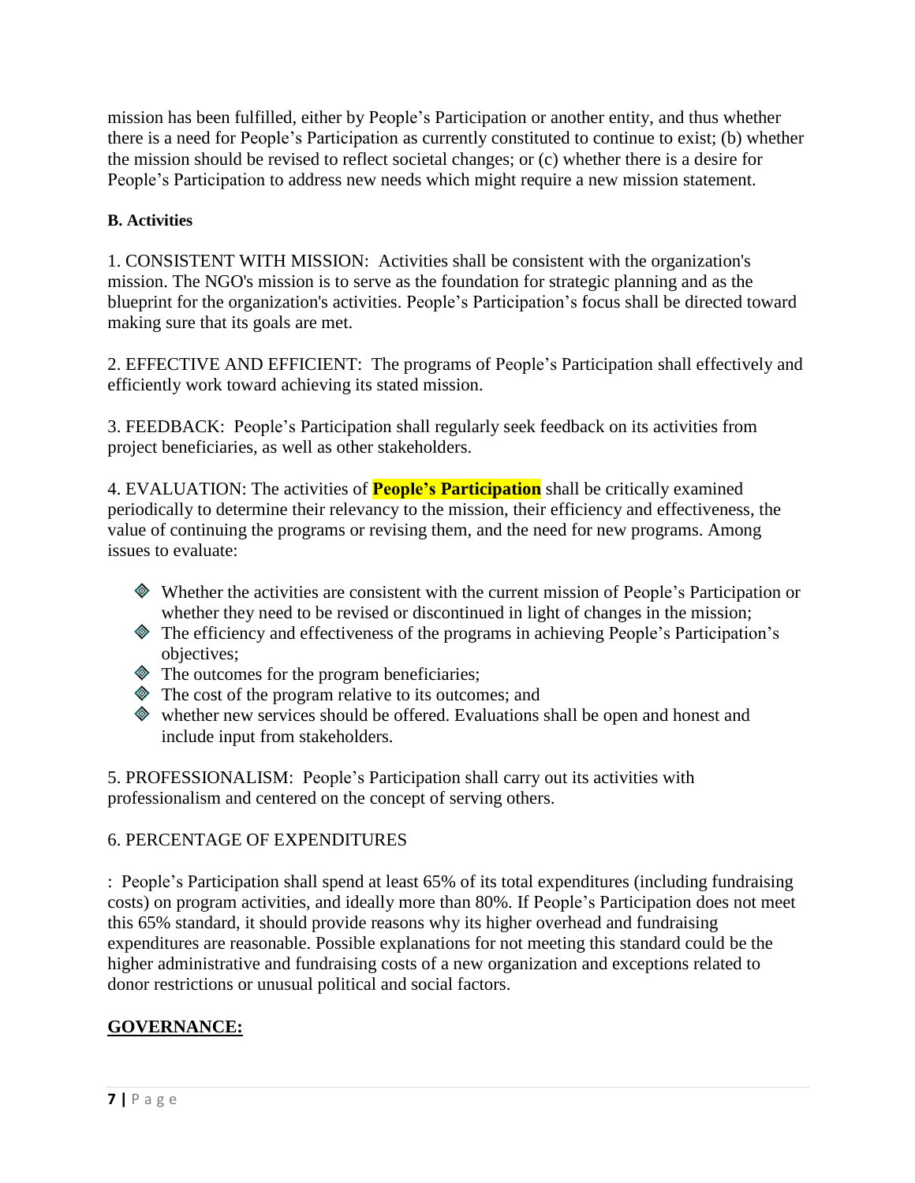mission has been fulfilled, either by People's Participation or another entity, and thus whether there is a need for People's Participation as currently constituted to continue to exist; (b) whether the mission should be revised to reflect societal changes; or (c) whether there is a desire for People's Participation to address new needs which might require a new mission statement.

**B. Activities**

1. CONSISTENT WITH MISSION: Activities shall be consistent with the organization's mission. The NGO's mission is to serve as the foundation for strategic planning and as the blueprint for the organization's activities. People's Participation's focus shall be directed toward making sure that its goals are met.

2. EFFECTIVE AND EFFICIENT: The programs of People's Participation shall effectively and efficiently work toward achieving its stated mission.

3. FEEDBACK: People's Participation shall regularly seek feedback on its activities from project beneficiaries, as well as other stakeholders.

4. EVALUATION: The activities of **People's Participation** shall be critically examined periodically to determine their relevancy to the mission, their efficiency and effectiveness, the value of continuing the programs or revising them, and the need for new programs. Among issues to evaluate:

- Whether the activities are consistent with the current mission of People's Participation or whether they need to be revised or discontinued in light of changes in the mission;
- The efficiency and effectiveness of the programs in achieving People's Participation's objectives;
- The outcomes for the program beneficiaries;
- The cost of the program relative to its outcomes; and
- whether new services should be offered. Evaluations shall be open and honest and include input from stakeholders.

5. PROFESSIONALISM: People's Participation shall carry out its activities with professionalism and centered on the concept of serving others.

6. PERCENTAGE OF EXPENDITURES

: People's Participation shall spend at least 65% of its total expenditures (including fundraising costs) on program activities, and ideally more than 80%. If People's Participation does not meet this 65% standard, it should provide reasons why its higher overhead and fundraising expenditures are reasonable. Possible explanations for not meeting this standard could be the higher administrative and fundraising costs of a new organization and exceptions related to donor restrictions or unusual political and social factors.

**GOVERNANCE:**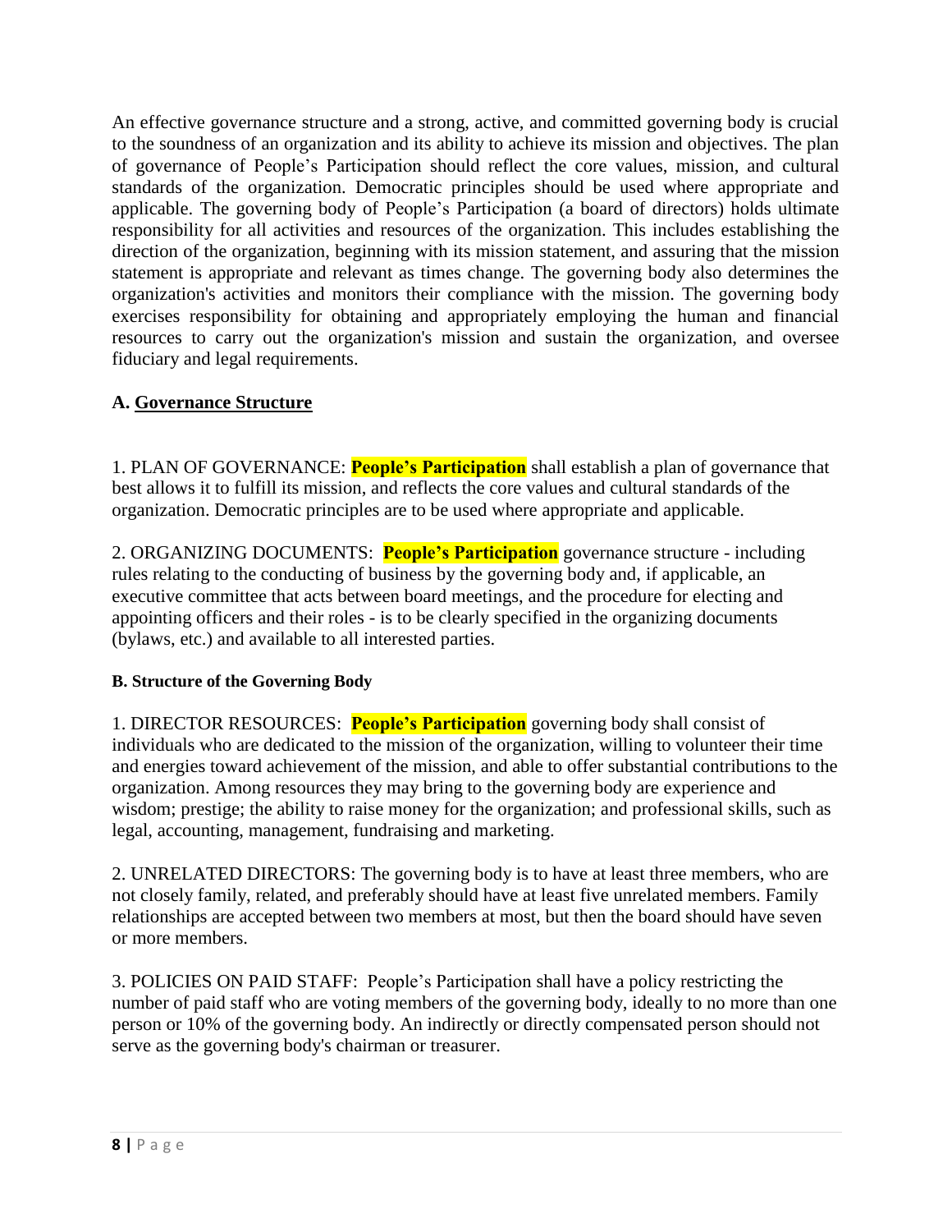An effective governance structure and a strong, active, and committed governing body is crucial to the soundness of an organization and its ability to achieve its mission and objectives. The plan of governance of People's Participation should reflect the core values, mission, and cultural standards of the organization. Democratic principles should be used where appropriate and applicable. The governing body of People's Participation (a board of directors) holds ultimate responsibility for all activities and resources of the organization. This includes establishing the direction of the organization, beginning with its mission statement, and assuring that the mission statement is appropriate and relevant as times change. The governing body also determines the organization's activities and monitors their compliance with the mission. The governing body exercises responsibility for obtaining and appropriately employing the human and financial resources to carry out the organization's mission and sustain the organization, and oversee fiduciary and legal requirements.

## A. Governance Structure

1. PLAN OF GOVERNANCE: **People's Participation** shall establish a plan of governance that best allows it to fulfill its mission, and reflects the core values and cultural standards of the organization. Democratic principles are to be used where appropriate and applicable.

2. ORGANIZING DOCUMENTS: **People's Participation** governance structure - including rules relating to the conducting of business by the governing body and, if applicable, an executive committee that acts between board meetings, and the procedure for electing and appointing officers and their roles - is to be clearly specified in the organizing documents (bylaws, etc.) and available to all interested parties.

### B. Structure of the Governing Body

1. DIRECTOR RESOURCES: **People's Participation** governing body shall consist of individuals who are dedicated to the mission of the organization, willing to volunteer their time and energies toward achievement of the mission, and able to offer substantial contributions to the organization. Among resources they may bring to the governing body are experience and wisdom; prestige; the ability to raise money for the organization; and professional skills, such as legal, accounting, management, fundraising and marketing.

2. UNRELATED DIRECTORS: The governing body is to have at least three members, who are not closely family, related, and preferably should have at least five unrelated members. Family relationships are accepted between two members at most, but then the board should have seven or more members.

3. POLICIES ON PAID STAFF: People's Participation shall have a policy restricting the number of paid staff who are voting members of the governing body, ideally to no more than one person or 10% of the governing body. An indirectly or directly compensated person should not serve as the governing body's chairman or treasurer.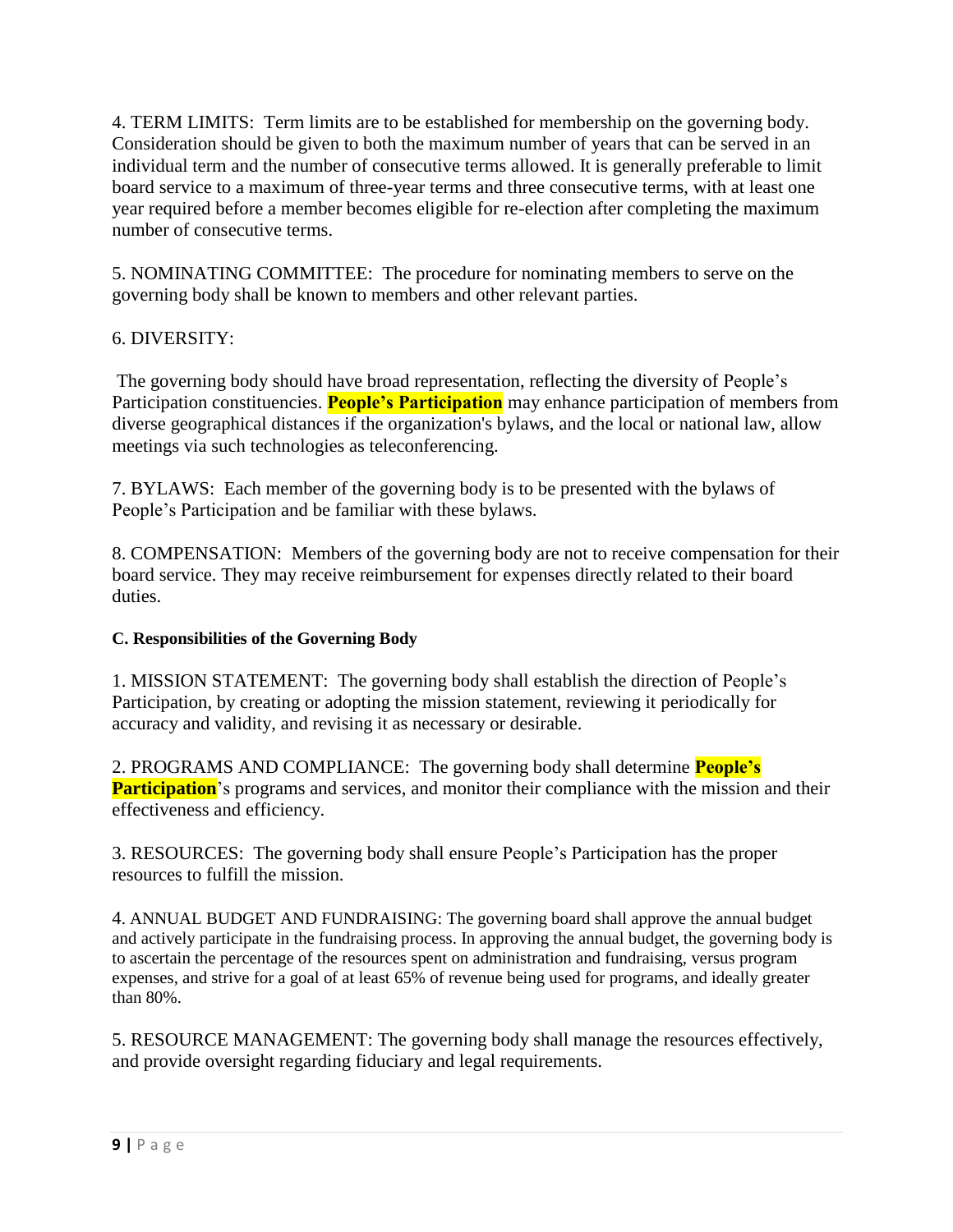4. TERM LIMITS: Term limits are to be established for membership on the governing body. Consideration should be given to both the maximum number of years that can be served in an individual term and the number of consecutive terms allowed. It is generally preferable to limit board service to a maximum of three-year terms and three consecutive terms, with at least one year required before a member becomes eligible for re-election after completing the maximum number of consecutive terms.

5. NOMINATING COMMITTEE: The procedure for nominating members to serve on the governing body shall be known to members and other relevant parties.

6. DIVERSITY:

The governing body should have broad representation, reflecting the diversity of People's Participation constituencies. **People's Participation** may enhance participation of members from diverse geographical distances if the organization's bylaws, and the local or national law, allow meetings via such technologies as teleconferencing.

7. BYLAWS: Each member of the governing body is to be presented with the bylaws of People's Participation and be familiar with these bylaws.

8. COMPENSATION: Members of the governing body are not to receive compensation for their board service. They may receive reimbursement for expenses directly related to their board duties.

**C. Responsibilities of the Governing Body**

1. MISSION STATEMENT: The governing body shall establish the direction of People's Participation, by creating or adopting the mission statement, reviewing it periodically for accuracy and validity, and revising it as necessary or desirable.

2. PROGRAMS AND COMPLIANCE: The governing body shall determine **People's Participation**'s programs and services, and monitor their compliance with the mission and their effectiveness and efficiency.

3. RESOURCES: The governing body shall ensure People's Participation has the proper resources to fulfill the mission.

4. ANNUAL BUDGET AND FUNDRAISING: The governing board shall approve the annual budget and actively participate in the fundraising process. In approving the annual budget, the governing body is to ascertain the percentage of the resources spent on administration and fundraising, versus program expenses, and strive for a goal of at least 65% of revenue being used for programs, and ideally greater than 80%.

5. RESOURCE MANAGEMENT: The governing body shall manage the resources effectively, and provide oversight regarding fiduciary and legal requirements.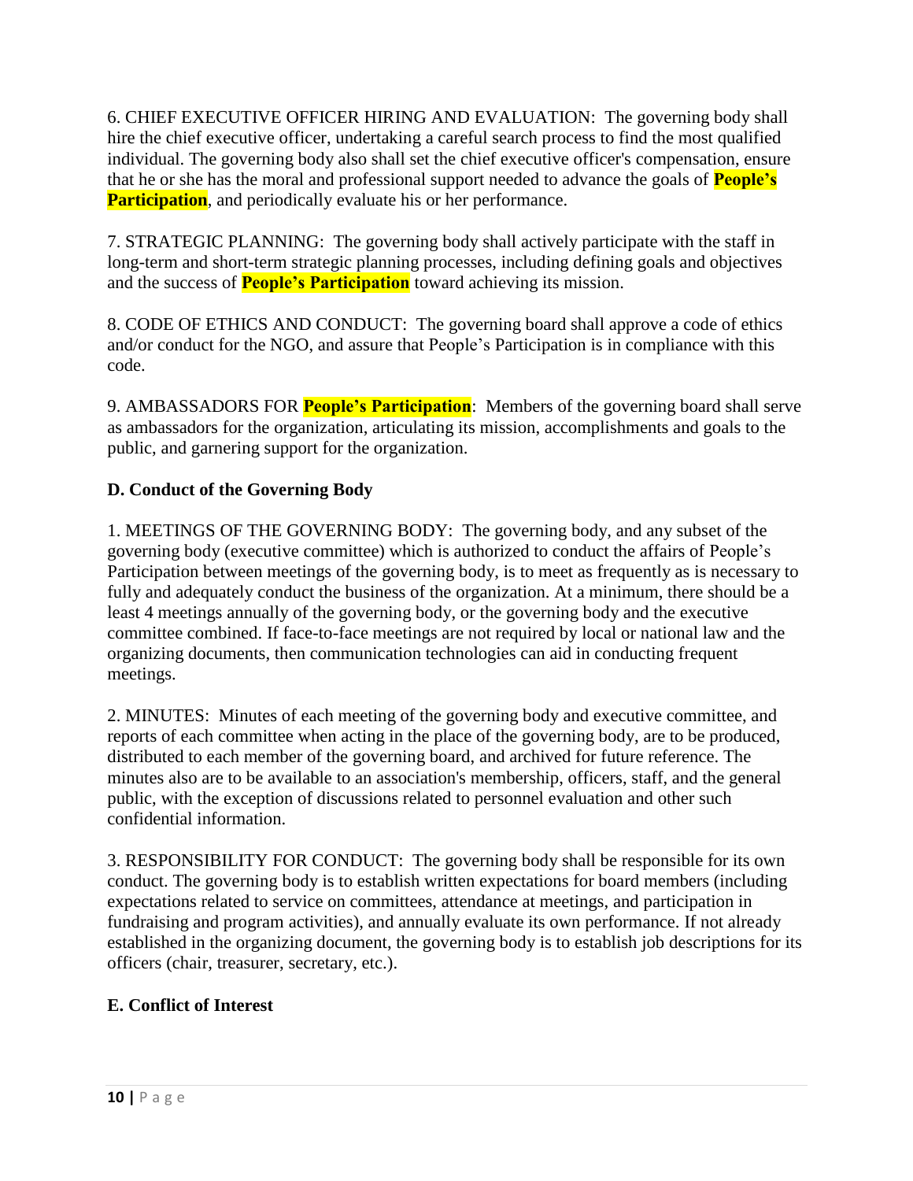6. CHIEF EXECUTIVE OFFICER HIRING AND EVALUATION: The governing body shall hire the chief executive officer, undertaking a careful search process to find the most qualified individual. The governing body also shall set the chief executive officer's compensation, ensure that he or she has the moral and professional support needed to advance the goals of **People's Participation**, and periodically evaluate his or her performance.

7. STRATEGIC PLANNING: The governing body shall actively participate with the staff in long-term and short-term strategic planning processes, including defining goals and objectives and the success of **People's Participation** toward achieving its mission.

8. CODE OF ETHICS AND CONDUCT: The governing board shall approve a code of ethics and/or conduct for the NGO, and assure that People's Participation is in compliance with this code.

9. AMBASSADORS FOR **People's Participation**: Members of the governing board shall serve as ambassadors for the organization, articulating its mission, accomplishments and goals to the public, and garnering support for the organization.

**D. Conduct of the Governing Body**

1. MEETINGS OF THE GOVERNING BODY: The governing body, and any subset of the governing body (executive committee) which is authorized to conduct the affairs of People's Participation between meetings of the governing body, is to meet as frequently as is necessary to fully and adequately conduct the business of the organization. At a minimum, there should be a least 4 meetings annually of the governing body, or the governing body and the executive committee combined. If face-to-face meetings are not required by local or national law and the organizing documents, then communication technologies can aid in conducting frequent meetings.

2. MINUTES: Minutes of each meeting of the governing body and executive committee, and reports of each committee when acting in the place of the governing body, are to be produced, distributed to each member of the governing board, and archived for future reference. The minutes also are to be available to an association's membership, officers, staff, and the general public, with the exception of discussions related to personnel evaluation and other such confidential information.

3. RESPONSIBILITY FOR CONDUCT: The governing body shall be responsible for its own conduct. The governing body is to establish written expectations for board members (including expectations related to service on committees, attendance at meetings, and participation in fundraising and program activities), and annually evaluate its own performance. If not already established in the organizing document, the governing body is to establish job descriptions for its officers (chair, treasurer, secretary, etc.).

**E. Conflict of Interest**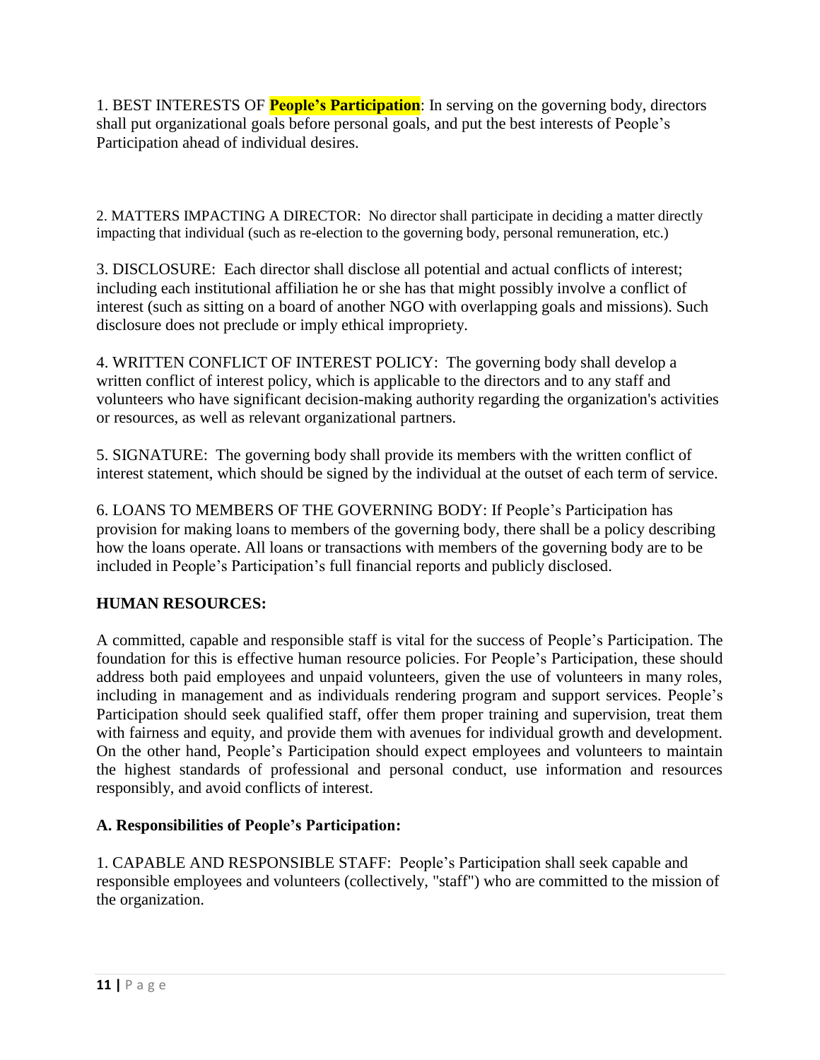1. BEST INTERESTS OF **People's Participation**: In serving on the governing body, directors shall put organizational goals before personal goals, and put the best interests of People's Participation ahead of individual desires.

2. MATTERS IMPACTING A DIRECTOR: No director shall participate in deciding a matter directly impacting that individual (such as re-election to the governing body, personal remuneration, etc.)

3. DISCLOSURE: Each director shall disclose all potential and actual conflicts of interest; including each institutional affiliation he or she has that might possibly involve a conflict of interest (such as sitting on a board of another NGO with overlapping goals and missions). Such disclosure does not preclude or imply ethical impropriety.

4. WRITTEN CONFLICT OF INTEREST POLICY: The governing body shall develop a written conflict of interest policy, which is applicable to the directors and to any staff and volunteers who have significant decision-making authority regarding the organization's activities or resources, as well as relevant organizational partners.

5. SIGNATURE: The governing body shall provide its members with the written conflict of interest statement, which should be signed by the individual at the outset of each term of service.

6. LOANS TO MEMBERS OF THE GOVERNING BODY: If People's Participation has provision for making loans to members of the governing body, there shall be a policy describing how the loans operate. All loans or transactions with members of the governing body are to be included in People's Participation's full financial reports and publicly disclosed.

## HUMAN RESOURCES:

A committed, capable and responsible staff is vital for the success of People's Participation. The foundation for this is effective human resource policies. For People's Participation, these should address both paid employees and unpaid volunteers, given the use of volunteers in many roles, including in management and as individuals rendering program and support services. People's Participation should seek qualified staff, offer them proper training and supervision, treat them with fairness and equity, and provide them with avenues for individual growth and development. On the other hand, People's Participation should expect employees and volunteers to maintain the highest standards of professional and personal conduct, use information and resources responsibly, and avoid conflicts of interest.

### A. Responsibilities of People's Participation:

1. CAPABLE AND RESPONSIBLE STAFF: People's Participation shall seek capable and responsible employees and volunteers (collectively, "staff") who are committed to the mission of the organization.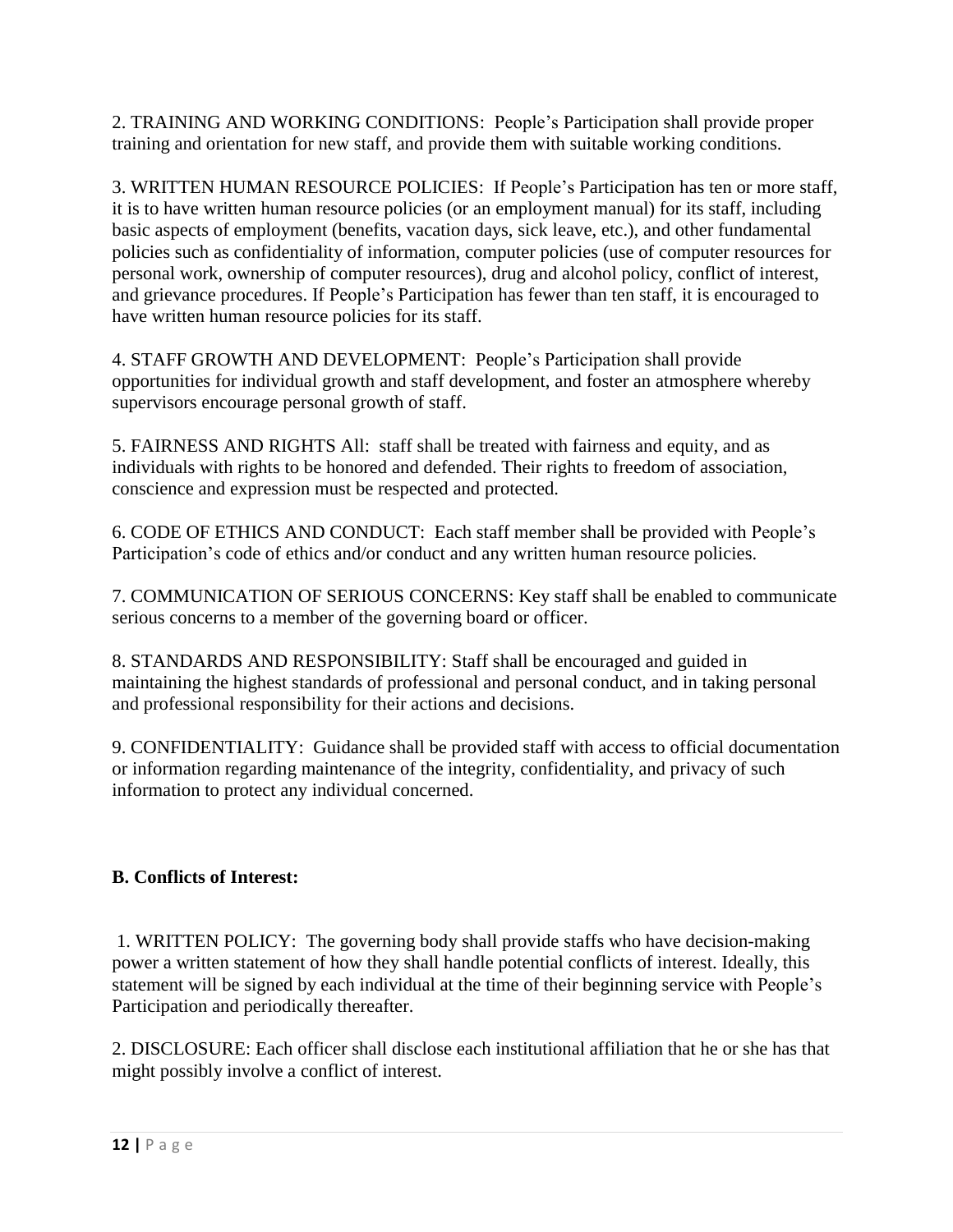2. TRAINING AND WORKING CONDITIONS: People's Participation shall provide proper training and orientation for new staff, and provide them with suitable working conditions.

3. WRITTEN HUMAN RESOURCE POLICIES: If People's Participation has ten or more staff, it is to have written human resource policies (or an employment manual) for its staff, including basic aspects of employment (benefits, vacation days, sick leave, etc.), and other fundamental policies such as confidentiality of information, computer policies (use of computer resources for personal work, ownership of computer resources), drug and alcohol policy, conflict of interest, and grievance procedures. If People's Participation has fewer than ten staff, it is encouraged to have written human resource policies for its staff.

4. STAFF GROWTH AND DEVELOPMENT: People's Participation shall provide opportunities for individual growth and staff development, and foster an atmosphere whereby supervisors encourage personal growth of staff.

5. FAIRNESS AND RIGHTS All: staff shall be treated with fairness and equity, and as individuals with rights to be honored and defended. Their rights to freedom of association, conscience and expression must be respected and protected.

6. CODE OF ETHICS AND CONDUCT: Each staff member shall be provided with People's Participation's code of ethics and/or conduct and any written human resource policies.

7. COMMUNICATION OF SERIOUS CONCERNS: Key staff shall be enabled to communicate serious concerns to a member of the governing board or officer.

8. STANDARDS AND RESPONSIBILITY: Staff shall be encouraged and guided in maintaining the highest standards of professional and personal conduct, and in taking personal and professional responsibility for their actions and decisions.

9. CONFIDENTIALITY: Guidance shall be provided staff with access to official documentation or information regarding maintenance of the integrity, confidentiality, and privacy of such information to protect any individual concerned.

**B. Conflicts of Interest:**

1. WRITTEN POLICY: The governing body shall provide staffs who have decision-making power a written statement of how they shall handle potential conflicts of interest. Ideally, this statement will be signed by each individual at the time of their beginning service with People's Participation and periodically thereafter.

2. DISCLOSURE: Each officer shall disclose each institutional affiliation that he or she has that might possibly involve a conflict of interest.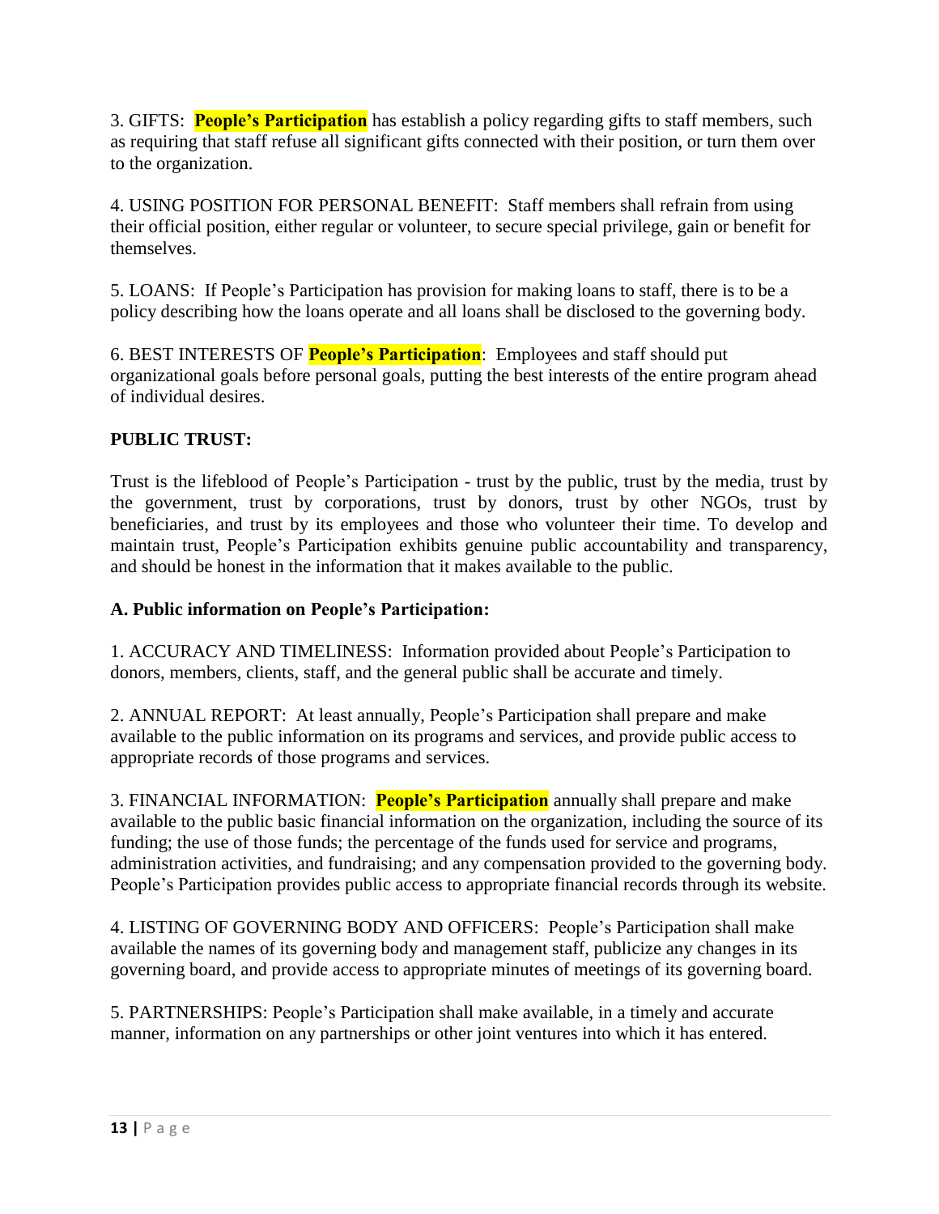3. GIFTS: **People's Participation** has establish a policy regarding gifts to staff members, such as requiring that staff refuse all significant gifts connected with their position, or turn them over to the organization.

4. USING POSITION FOR PERSONAL BENEFIT: Staff members shall refrain from using their official position, either regular or volunteer, to secure special privilege, gain or benefit for themselves.

5. LOANS: If People's Participation has provision for making loans to staff, there is to be a policy describing how the loans operate and all loans shall be disclosed to the governing body.

6. BEST INTERESTS OF **People's Participation**: Employees and staff should put organizational goals before personal goals, putting the best interests of the entire program ahead of individual desires.

**PUBLIC TRUST:**

Trust is the lifeblood of People's Participation - trust by the public, trust by the media, trust by the government, trust by corporations, trust by donors, trust by other NGOs, trust by beneficiaries, and trust by its employees and those who volunteer their time. To develop and maintain trust, People's Participation exhibits genuine public accountability and transparency, and should be honest in the information that it makes available to the public.

**A. Public information on People's Participation:**

1. ACCURACY AND TIMELINESS: Information provided about People's Participation to donors, members, clients, staff, and the general public shall be accurate and timely.

2. ANNUAL REPORT: At least annually, People's Participation shall prepare and make available to the public information on its programs and services, and provide public access to appropriate records of those programs and services.

3. FINANCIAL INFORMATION: **People's Participation** annually shall prepare and make available to the public basic financial information on the organization, including the source of its funding; the use of those funds; the percentage of the funds used for service and programs, administration activities, and fundraising; and any compensation provided to the governing body. People's Participation provides public access to appropriate financial records through its website.

4. LISTING OF GOVERNING BODY AND OFFICERS: People's Participation shall make available the names of its governing body and management staff, publicize any changes in its governing board, and provide access to appropriate minutes of meetings of its governing board.

5. PARTNERSHIPS: People's Participation shall make available, in a timely and accurate manner, information on any partnerships or other joint ventures into which it has entered.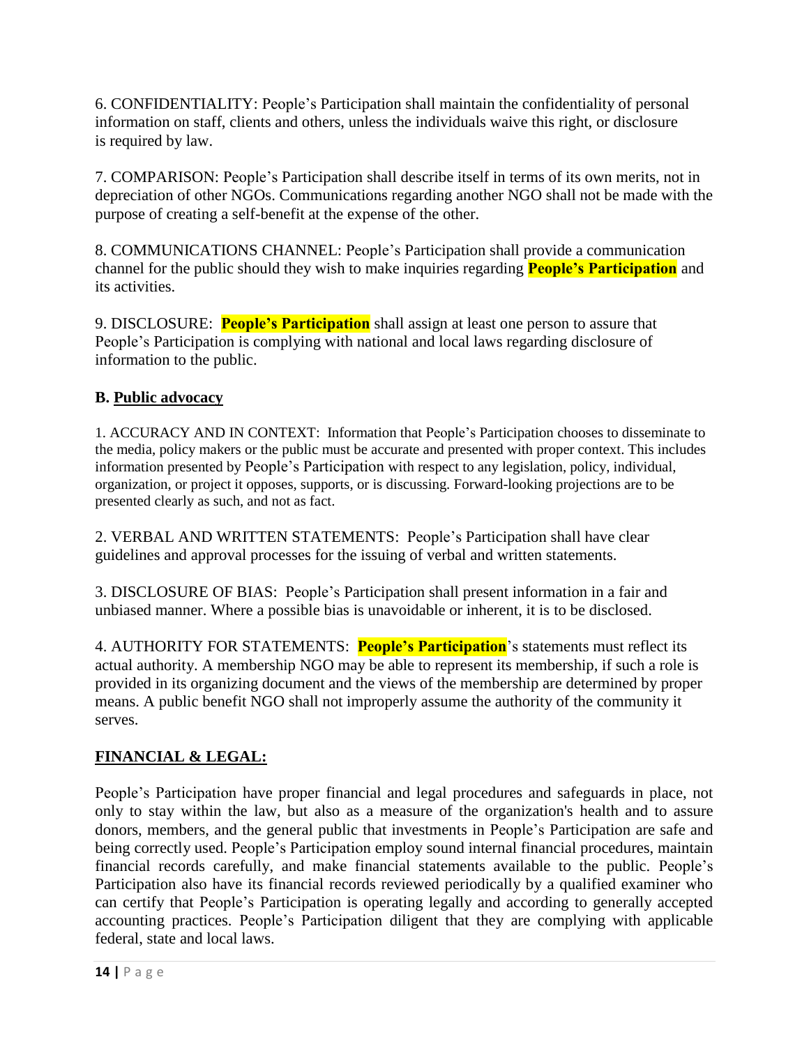6. CONFIDENTIALITY: People's Participation shall maintain the confidentiality of personal information on staff, clients and others, unless the individuals waive this right, or disclosure is required by law.

7. COMPARISON: People's Participation shall describe itself in terms of its own merits, not in depreciation of other NGOs. Communications regarding another NGO shall not be made with the purpose of creating a self-benefit at the expense of the other.

8. COMMUNICATIONS CHANNEL: People's Participation shall provide a communication channel for the public should they wish to make inquiries regarding **People's Participation** and its activities.

9. DISCLOSURE: **People's Participation** shall assign at least one person to assure that People's Participation is complying with national and local laws regarding disclosure of information to the public.

### B. Public advocacy

1. ACCURACY AND IN CONTEXT: Information that People's Participation chooses to disseminate to the media, policy makers or the public must be accurate and presented with proper context. This includes information presented by People's Participation with respect to any legislation, policy, individual, organization, or project it opposes, supports, or is discussing. Forward-looking projections are to be presented clearly as such, and not as fact.

2. VERBAL AND WRITTEN STATEMENTS: People's Participation shall have clear guidelines and approval processes for the issuing of verbal and written statements.

3. DISCLOSURE OF BIAS: People's Participation shall present information in a fair and unbiased manner. Where a possible bias is unavoidable or inherent, it is to be disclosed.

4. AUTHORITY FOR STATEMENTS: **People's Participation**'s statements must reflect its actual authority. A membership NGO may be able to represent its membership, if such a role is provided in its organizing document and the views of the membership are determined by proper means. A public benefit NGO shall not improperly assume the authority of the community it serves.

## FINANCIAL & LEGAL:

People's Participation have proper financial and legal procedures and safeguards in place, not only to stay within the law, but also as a measure of the organization's health and to assure donors, members, and the general public that investments in People's Participation are safe and being correctly used. People's Participation employ sound internal financial procedures, maintain financial records carefully, and make financial statements available to the public. People's Participation also have its financial records reviewed periodically by a qualified examiner who can certify that People's Participation is operating legally and according to generally accepted accounting practices. People's Participation diligent that they are complying with applicable federal, state and local laws.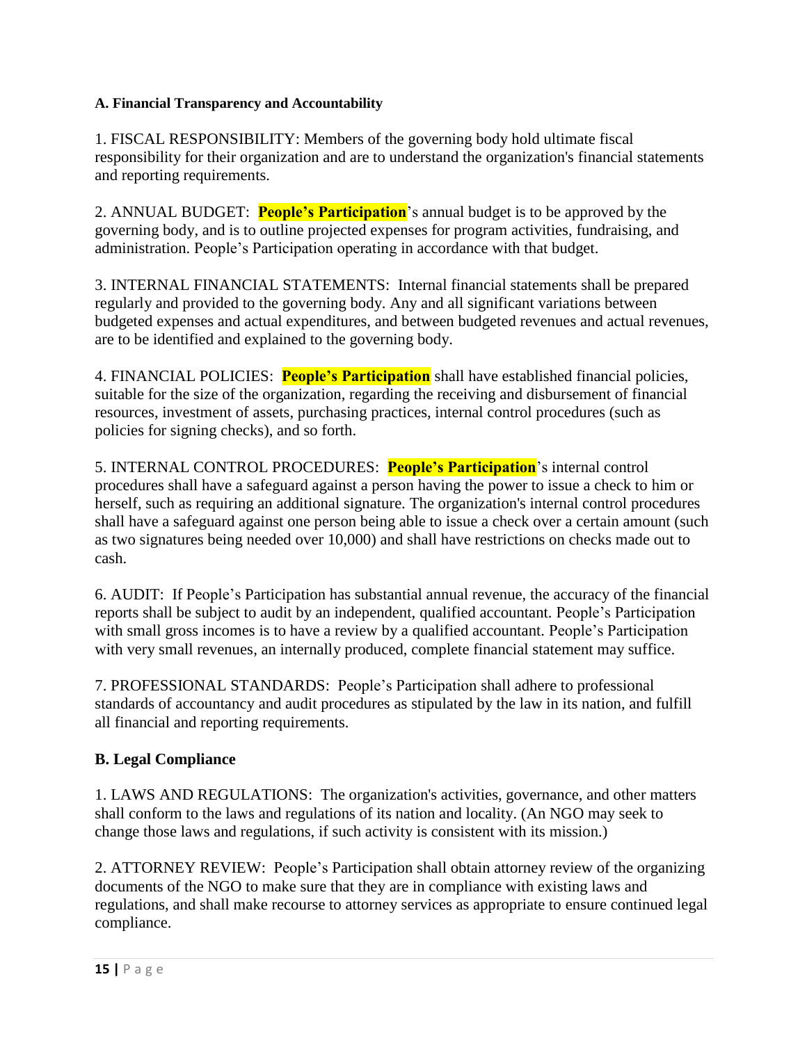**A. Financial Transparency and Accountability**

1. FISCAL RESPONSIBILITY: Members of the governing body hold ultimate fiscal responsibility for their organization and are to understand the organization's financial statements and reporting requirements.

2. ANNUAL BUDGET: **People's Participation**'s annual budget is to be approved by the governing body, and is to outline projected expenses for program activities, fundraising, and administration. People's Participation operating in accordance with that budget.

3. INTERNAL FINANCIAL STATEMENTS: Internal financial statements shall be prepared regularly and provided to the governing body. Any and all significant variations between budgeted expenses and actual expenditures, and between budgeted revenues and actual revenues, are to be identified and explained to the governing body.

4. FINANCIAL POLICIES: **People's Participation** shall have established financial policies, suitable for the size of the organization, regarding the receiving and disbursement of financial resources, investment of assets, purchasing practices, internal control procedures (such as policies for signing checks), and so forth.

5. INTERNAL CONTROL PROCEDURES: **People's Participation**'s internal control procedures shall have a safeguard against a person having the power to issue a check to him or herself, such as requiring an additional signature. The organization's internal control procedures shall have a safeguard against one person being able to issue a check over a certain amount (such as two signatures being needed over 10,000) and shall have restrictions on checks made out to cash.

6. AUDIT: If People's Participation has substantial annual revenue, the accuracy of the financial reports shall be subject to audit by an independent, qualified accountant. People's Participation with small gross incomes is to have a review by a qualified accountant. People's Participation with very small revenues, an internally produced, complete financial statement may suffice.

7. PROFESSIONAL STANDARDS: People's Participation shall adhere to professional standards of accountancy and audit procedures as stipulated by the law in its nation, and fulfill all financial and reporting requirements.

**B. Legal Compliance**

1. LAWS AND REGULATIONS: The organization's activities, governance, and other matters shall conform to the laws and regulations of its nation and locality. (An NGO may seek to change those laws and regulations, if such activity is consistent with its mission.)

2. ATTORNEY REVIEW: People's Participation shall obtain attorney review of the organizing documents of the NGO to make sure that they are in compliance with existing laws and regulations, and shall make recourse to attorney services as appropriate to ensure continued legal compliance.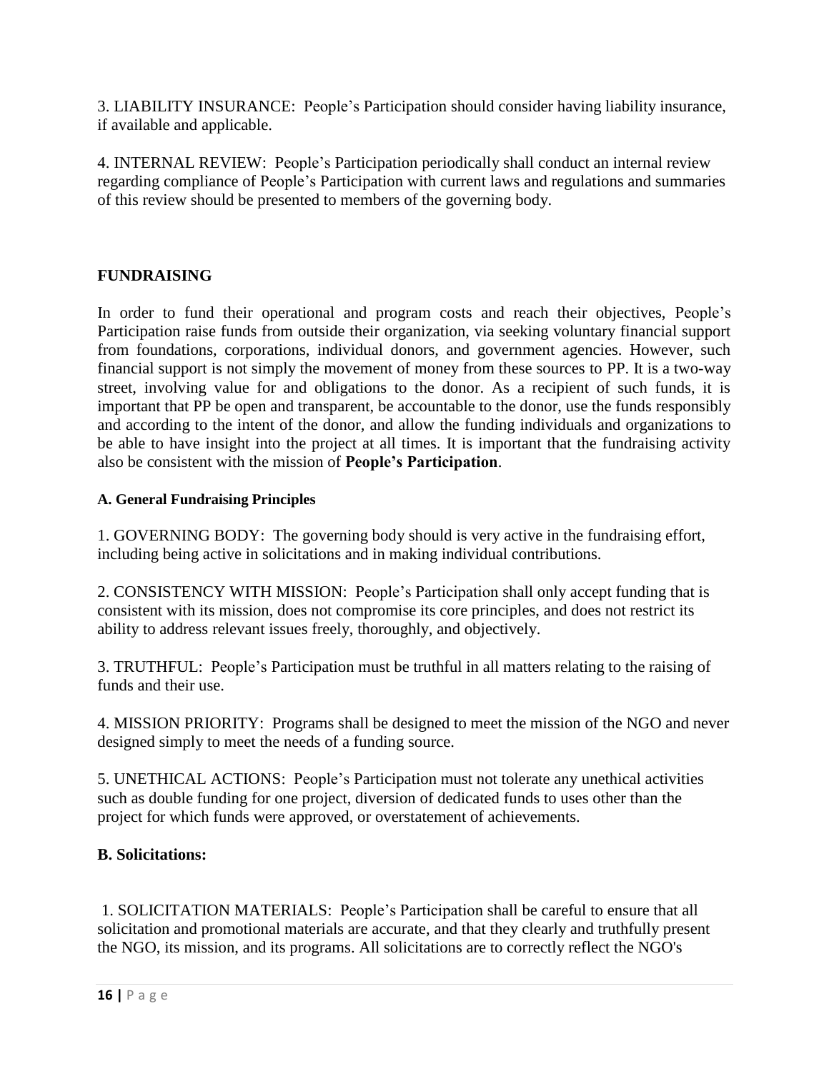3. LIABILITY INSURANCE: People's Participation should consider having liability insurance, if available and applicable.

4. INTERNAL REVIEW: People's Participation periodically shall conduct an internal review regarding compliance of People's Participation with current laws and regulations and summaries of this review should be presented to members of the governing body.

## FUNDRAISING

In order to fund their operational and program costs and reach their objectives, People's Participation raise funds from outside their organization, via seeking voluntary financial support from foundations, corporations, individual donors, and government agencies. However, such financial support is not simply the movement of money from these sources to PP. It is a two-way street, involving value for and obligations to the donor. As a recipient of such funds, it is important that PP be open and transparent, be accountable to the donor, use the funds responsibly and according to the intent of the donor, and allow the funding individuals and organizations to be able to have insight into the project at all times. It is important that the fundraising activity also be consistent with the mission of **People's Participation**.

### A. General Fundraising Principles

1. GOVERNING BODY: The governing body should is very active in the fundraising effort, including being active in solicitations and in making individual contributions.

2. CONSISTENCY WITH MISSION: People's Participation shall only accept funding that is consistent with its mission, does not compromise its core principles, and does not restrict its ability to address relevant issues freely, thoroughly, and objectively.

3. TRUTHFUL: People's Participation must be truthful in all matters relating to the raising of funds and their use.

4. MISSION PRIORITY: Programs shall be designed to meet the mission of the NGO and never designed simply to meet the needs of a funding source.

5. UNETHICAL ACTIONS: People's Participation must not tolerate any unethical activities such as double funding for one project, diversion of dedicated funds to uses other than the project for which funds were approved, or overstatement of achievements.

### B. Solicitations:

1. SOLICITATION MATERIALS: People's Participation shall be careful to ensure that all solicitation and promotional materials are accurate, and that they clearly and truthfully present the NGO, its mission, and its programs. All solicitations are to correctly reflect the NGO's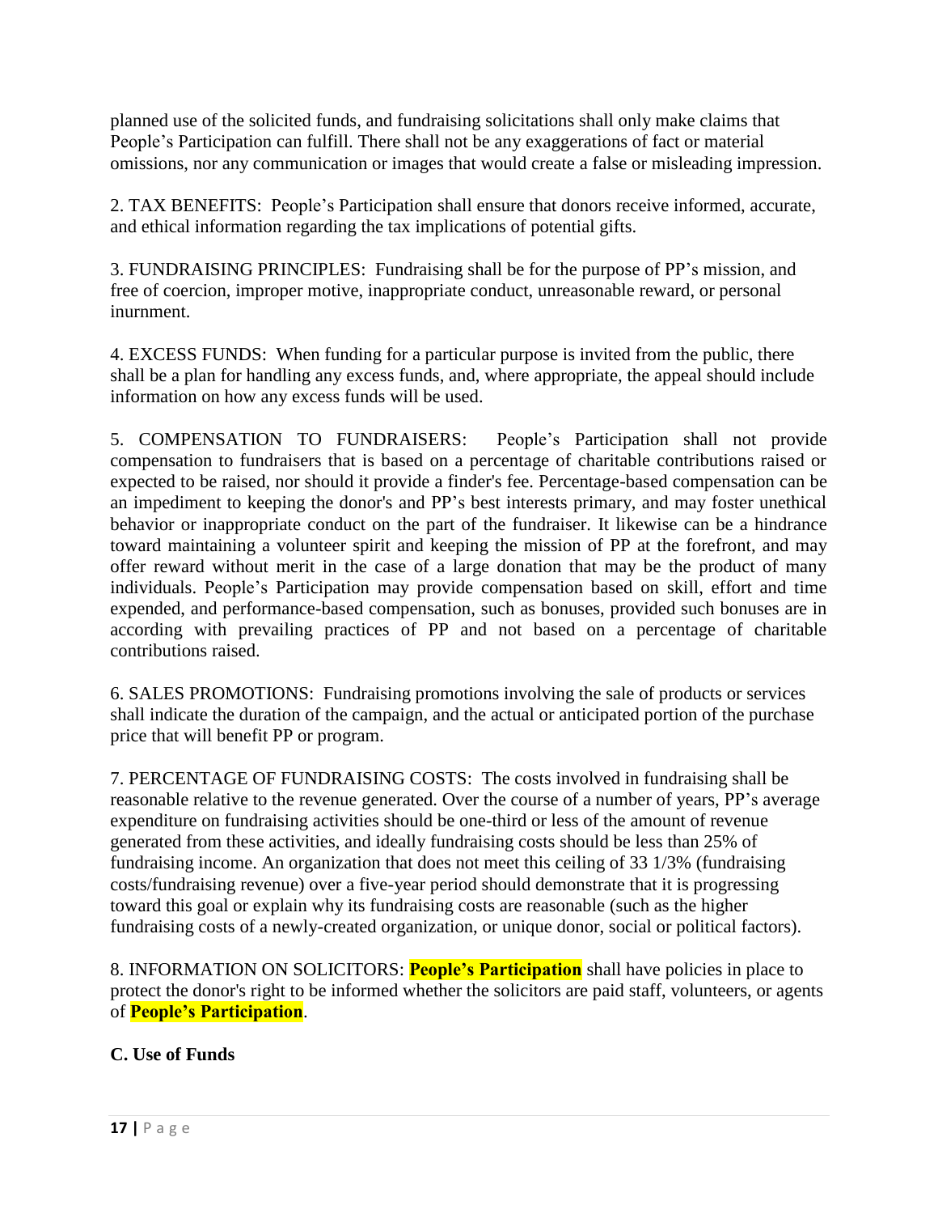planned use of the solicited funds, and fundraising solicitations shall only make claims that People's Participation can fulfill. There shall not be any exaggerations of fact or material omissions, nor any communication or images that would create a false or misleading impression.

2. TAX BENEFITS: People's Participation shall ensure that donors receive informed, accurate, and ethical information regarding the tax implications of potential gifts.

3. FUNDRAISING PRINCIPLES: Fundraising shall be for the purpose of PP's mission, and free of coercion, improper motive, inappropriate conduct, unreasonable reward, or personal inurnment.

4. EXCESS FUNDS: When funding for a particular purpose is invited from the public, there shall be a plan for handling any excess funds, and, where appropriate, the appeal should include information on how any excess funds will be used.

5. COMPENSATION TO FUNDRAISERS: People's Participation shall not provide compensation to fundraisers that is based on a percentage of charitable contributions raised or expected to be raised, nor should it provide a finder's fee. Percentage-based compensation can be an impediment to keeping the donor's and PP's best interests primary, and may foster unethical behavior or inappropriate conduct on the part of the fundraiser. It likewise can be a hindrance toward maintaining a volunteer spirit and keeping the mission of PP at the forefront, and may offer reward without merit in the case of a large donation that may be the product of many individuals. People's Participation may provide compensation based on skill, effort and time expended, and performance-based compensation, such as bonuses, provided such bonuses are in according with prevailing practices of PP and not based on a percentage of charitable contributions raised.

6. SALES PROMOTIONS: Fundraising promotions involving the sale of products or services shall indicate the duration of the campaign, and the actual or anticipated portion of the purchase price that will benefit PP or program.

7. PERCENTAGE OF FUNDRAISING COSTS: The costs involved in fundraising shall be reasonable relative to the revenue generated. Over the course of a number of years, PP's average expenditure on fundraising activities should be one-third or less of the amount of revenue generated from these activities, and ideally fundraising costs should be less than 25% of fundraising income. An organization that does not meet this ceiling of 33 1/3% (fundraising costs/fundraising revenue) over a five-year period should demonstrate that it is progressing toward this goal or explain why its fundraising costs are reasonable (such as the higher fundraising costs of a newly-created organization, or unique donor, social or political factors).

8. INFORMATION ON SOLICITORS: **People's Participation** shall have policies in place to protect the donor's right to be informed whether the solicitors are paid staff, volunteers, or agents of **People's Participation**.

### C. Use of Funds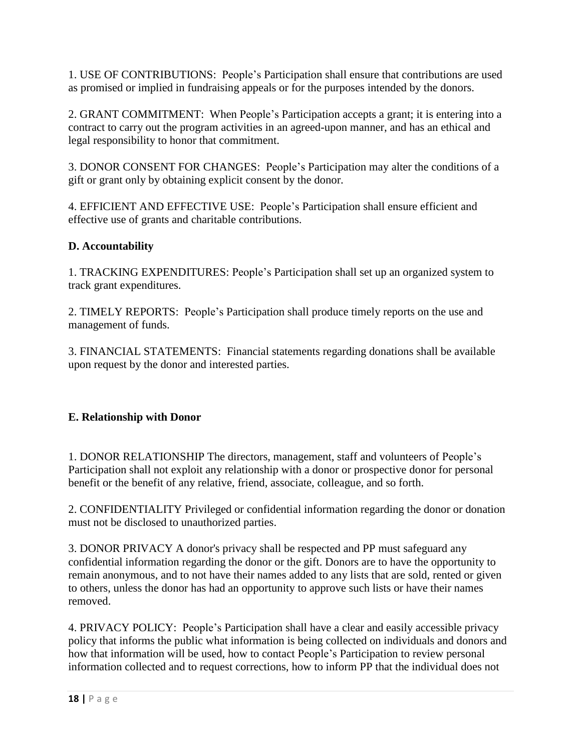1. USE OF CONTRIBUTIONS: People's Participation shall ensure that contributions are used as promised or implied in fundraising appeals or for the purposes intended by the donors.

2. GRANT COMMITMENT: When People's Participation accepts a grant; it is entering into a contract to carry out the program activities in an agreed-upon manner, and has an ethical and legal responsibility to honor that commitment.

3. DONOR CONSENT FOR CHANGES: People's Participation may alter the conditions of a gift or grant only by obtaining explicit consent by the donor.

4. EFFICIENT AND EFFECTIVE USE: People's Participation shall ensure efficient and effective use of grants and charitable contributions.

### D. Accountability

1. TRACKING EXPENDITURES: People's Participation shall set up an organized system to track grant expenditures.

2. TIMELY REPORTS: People's Participation shall produce timely reports on the use and management of funds.

3. FINANCIAL STATEMENTS: Financial statements regarding donations shall be available upon request by the donor and interested parties.

### E. Relationship with Donor

1. DONOR RELATIONSHIP The directors, management, staff and volunteers of People's Participation shall not exploit any relationship with a donor or prospective donor for personal benefit or the benefit of any relative, friend, associate, colleague, and so forth.

2. CONFIDENTIALITY Privileged or confidential information regarding the donor or donation must not be disclosed to unauthorized parties.

3. DONOR PRIVACY A donor's privacy shall be respected and PP must safeguard any confidential information regarding the donor or the gift. Donors are to have the opportunity to remain anonymous, and to not have their names added to any lists that are sold, rented or given to others, unless the donor has had an opportunity to approve such lists or have their names removed.

4. PRIVACY POLICY: People's Participation shall have a clear and easily accessible privacy policy that informs the public what information is being collected on individuals and donors and how that information will be used, how to contact People's Participation to review personal information collected and to request corrections, how to inform PP that the individual does not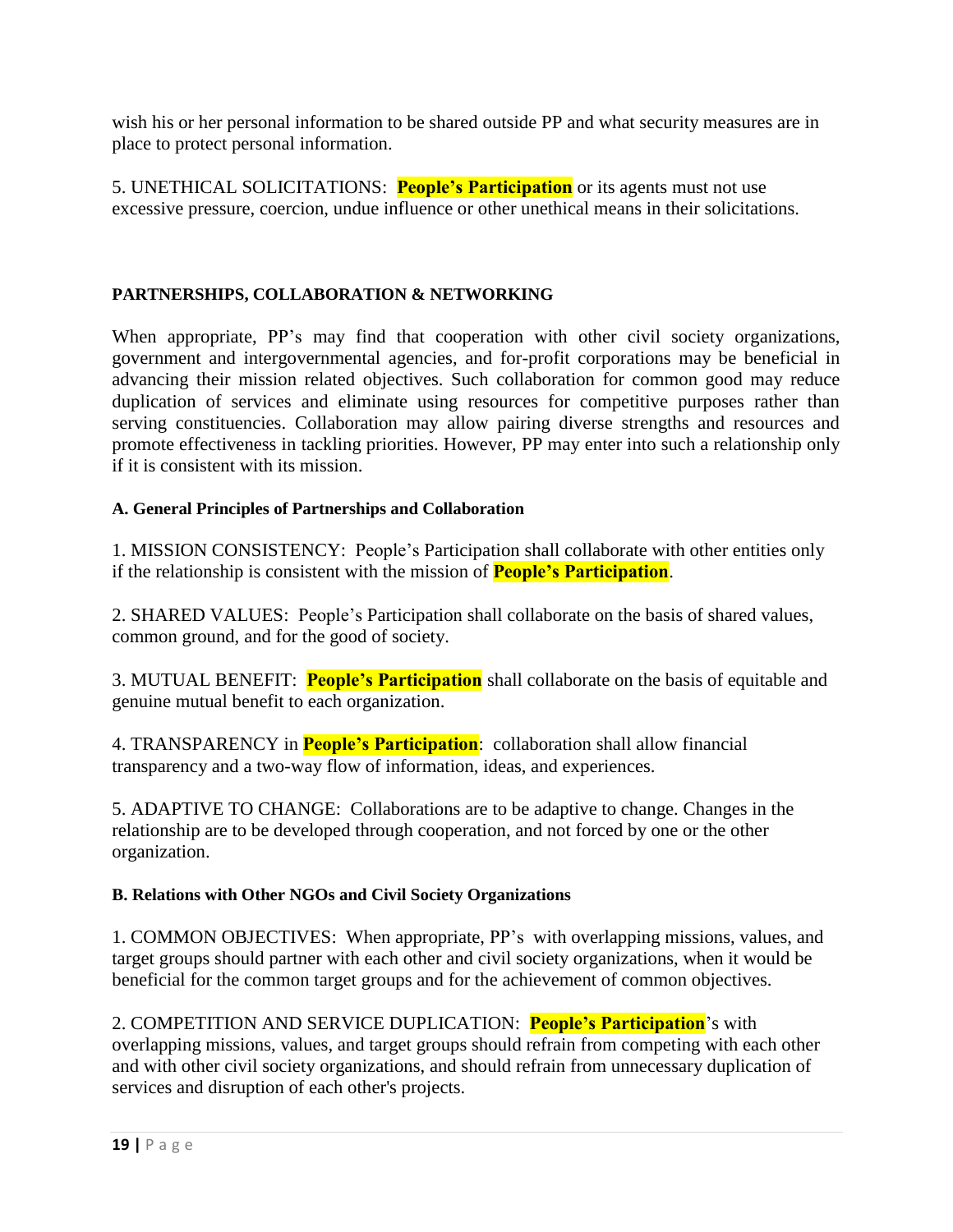wish his or her personal information to be shared outside PP and what security measures are in place to protect personal information.

5. UNETHICAL SOLICITATIONS: **People's Participation** or its agents must not use excessive pressure, coercion, undue influence or other unethical means in their solicitations.

## PARTNERSHIPS, COLLABORATION & NETWORKING

When appropriate, PP's may find that cooperation with other civil society organizations, government and intergovernmental agencies, and for-profit corporations may be beneficial in advancing their mission related objectives. Such collaboration for common good may reduce duplication of services and eliminate using resources for competitive purposes rather than serving constituencies. Collaboration may allow pairing diverse strengths and resources and promote effectiveness in tackling priorities. However, PP may enter into such a relationship only if it is consistent with its mission.

### A. General Principles of Partnerships and Collaboration

1. MISSION CONSISTENCY: People's Participation shall collaborate with other entities only if the relationship is consistent with the mission of **People's Participation**.

2. SHARED VALUES: People's Participation shall collaborate on the basis of shared values, common ground, and for the good of society.

3. MUTUAL BENEFIT: **People's Participation** shall collaborate on the basis of equitable and genuine mutual benefit to each organization.

4. TRANSPARENCY in **People's Participation**: collaboration shall allow financial transparency and a two-way flow of information, ideas, and experiences.

5. ADAPTIVE TO CHANGE: Collaborations are to be adaptive to change. Changes in the relationship are to be developed through cooperation, and not forced by one or the other organization.

### B. Relations with Other NGOs and Civil Society Organizations

1. COMMON OBJECTIVES: When appropriate, PP's with overlapping missions, values, and target groups should partner with each other and civil society organizations, when it would be beneficial for the common target groups and for the achievement of common objectives.

2. COMPETITION AND SERVICE DUPLICATION: **People's Participation**'s with overlapping missions, values, and target groups should refrain from competing with each other and with other civil society organizations, and should refrain from unnecessary duplication of services and disruption of each other's projects.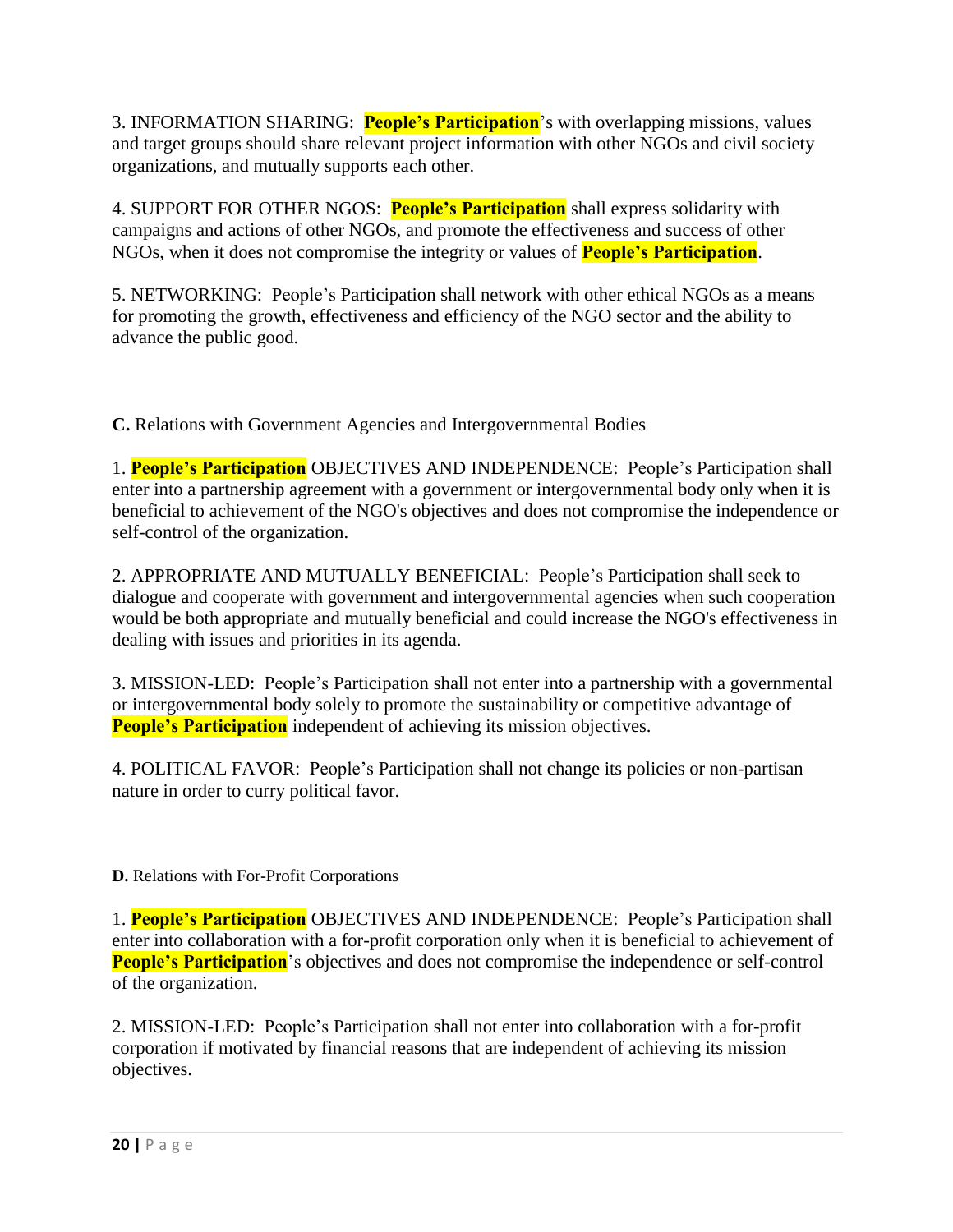3. INFORMATION SHARING: **People's Participation**'s with overlapping missions, values and target groups should share relevant project information with other NGOs and civil society organizations, and mutually supports each other.

4. SUPPORT FOR OTHER NGOS: **People's Participation** shall express solidarity with campaigns and actions of other NGOs, and promote the effectiveness and success of other NGOs, when it does not compromise the integrity or values of **People's Participation**.

5. NETWORKING: People's Participation shall network with other ethical NGOs as a means for promoting the growth, effectiveness and efficiency of the NGO sector and the ability to advance the public good.

**C.** Relations with Government Agencies and Intergovernmental Bodies

1. **People's Participation** OBJECTIVES AND INDEPENDENCE: People's Participation shall enter into a partnership agreement with a government or intergovernmental body only when it is beneficial to achievement of the NGO's objectives and does not compromise the independence or self-control of the organization.

2. APPROPRIATE AND MUTUALLY BENEFICIAL: People's Participation shall seek to dialogue and cooperate with government and intergovernmental agencies when such cooperation would be both appropriate and mutually beneficial and could increase the NGO's effectiveness in dealing with issues and priorities in its agenda.

3. MISSION-LED: People's Participation shall not enter into a partnership with a governmental or intergovernmental body solely to promote the sustainability or competitive advantage of **People's Participation** independent of achieving its mission objectives.

4. POLITICAL FAVOR: People's Participation shall not change its policies or non-partisan nature in order to curry political favor.

**D.** Relations with For-Profit Corporations

1. **People's Participation** OBJECTIVES AND INDEPENDENCE: People's Participation shall enter into collaboration with a for-profit corporation only when it is beneficial to achievement of **People's Participation**'s objectives and does not compromise the independence or self-control of the organization.

2. MISSION-LED: People's Participation shall not enter into collaboration with a for-profit corporation if motivated by financial reasons that are independent of achieving its mission objectives.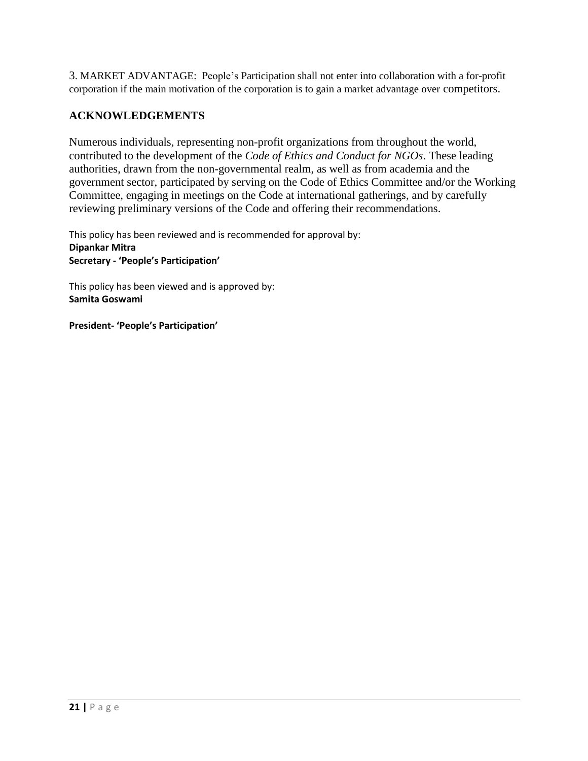3. MARKET ADVANTAGE: People's Participation shall not enter into collaboration with a for-profit corporation if the main motivation of the corporation is to gain a market advantage over competitors.

## ACKNOWLEDGEMENTS

Numerous individuals, representing non-profit organizations from throughout the world, contributed to the development of the *Code of Ethics and Conduct for NGOs*. These leading authorities, drawn from the non-governmental realm, as well as from academia and the government sector, participated by serving on the Code of Ethics Committee and/or the Working Committee, engaging in meetings on the Code at international gatherings, and by carefully reviewing preliminary versions of the Code and offering their recommendations.

This policy has been reviewed and is recommended for approval by:
**Dipankar Mitra**
**Secretary - 'People's Participation'**

This policy has been viewed and is approved by:
**Samita Goswami**

**President- 'People's Participation'**